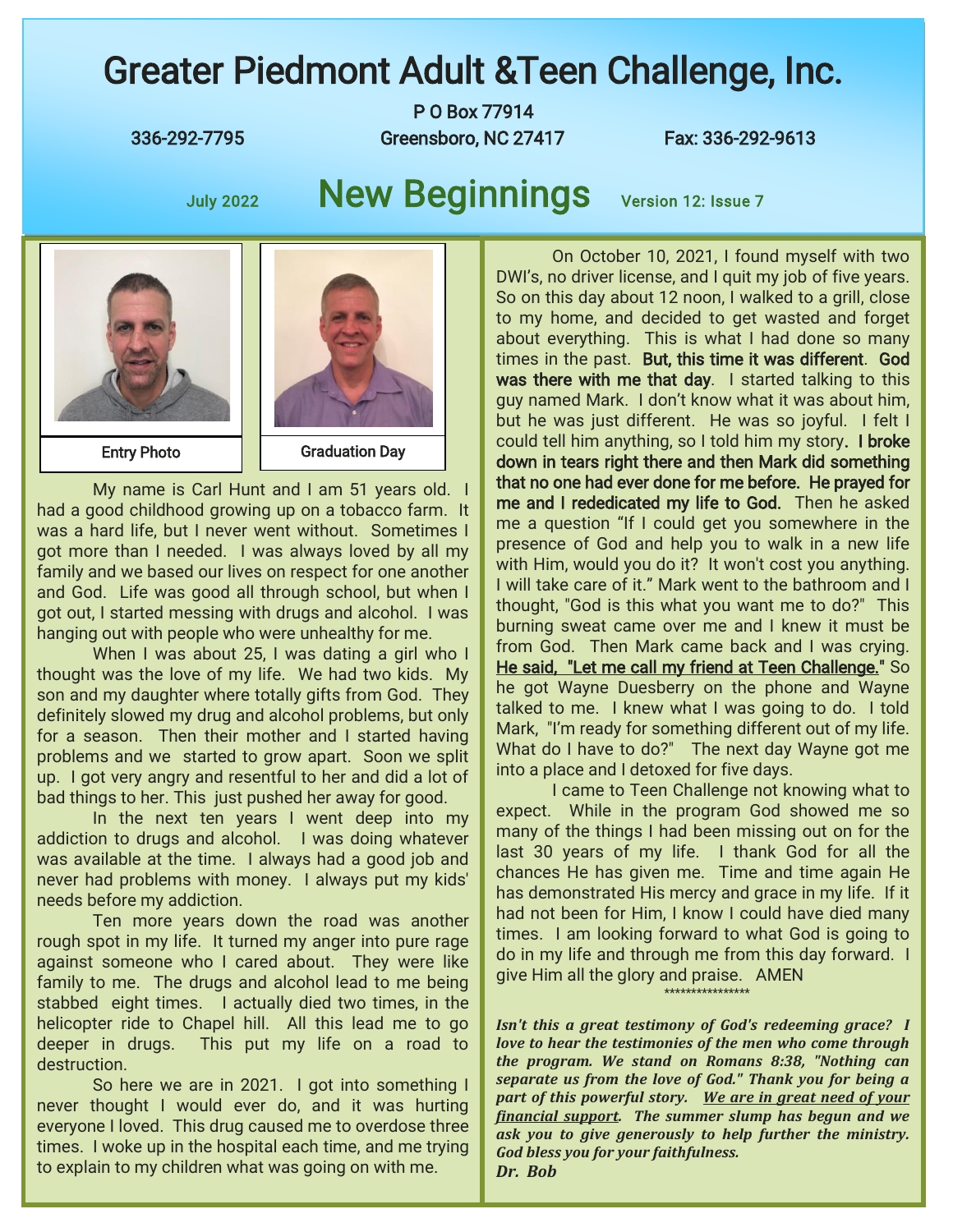# Greater Piedmont Adult &Teen Challenge, Inc.

P O Box 77914

336-292-7795 Greensboro, NC 27417 Fax: 336-292-9613

July 2022 **New Beginnings** Version 12: Issue 7

Entry Photo

Graduation Day

My name is Carl Hunt and I am 51 years old. I had a good childhood growing up on a tobacco farm. It was a hard life, but I never went without. Sometimes I got more than I needed. I was always loved by all my family and we based our lives on respect for one another and God. Life was good all through school, but when I got out, I started messing with drugs and alcohol. I was hanging out with people who were unhealthy for me.

When I was about 25, I was dating a girl who I thought was the love of my life. We had two kids. My son and my daughter where totally gifts from God. They definitely slowed my drug and alcohol problems, but only for a season. Then their mother and I started having problems and we started to grow apart. Soon we split up. I got very angry and resentful to her and did a lot of bad things to her. This just pushed her away for good.

In the next ten years I went deep into my addiction to drugs and alcohol. I was doing whatever was available at the time. I always had a good job and never had problems with money. I always put my kids' needs before my addiction.

Ten more years down the road was another rough spot in my life. It turned my anger into pure rage against someone who I cared about. They were like family to me. The drugs and alcohol lead to me being stabbed eight times. I actually died two times, in the helicopter ride to Chapel hill. All this lead me to go deeper in drugs. This put my life on a road to destruction.

So here we are in 2021. I got into something I never thought I would ever do, and it was hurting everyone I loved. This drug caused me to overdose three times. I woke up in the hospital each time, and me trying to explain to my children what was going on with me.

On October 10, 2021, I found myself with two DWI's, no driver license, and I quit my job of five years. So on this day about 12 noon, I walked to a grill, close to my home, and decided to get wasted and forget about everything. This is what I had done so many times in the past. **But, this time it was different**. **God was there with me that day**. I started talking to this guy named Mark. I don't know what it was about him, but he was just different. He was so joyful. I felt I could tell him anything, so I told him my story. **I broke down in tears right there and then Mark did something that no one had ever done for me before. He prayed for me and I rededicated my life to God.** Then he asked me a question "If I could get you somewhere in the presence of God and help you to walk in a new life with Him, would you do it? It won't cost you anything. I will take care of it." Mark went to the bathroom and I thought, "God is this what you want me to do?" This burning sweat came over me and I knew it must be from God. Then Mark came back and I was crying. He said, "Let me call my friend at Teen Challenge." So he got Wayne Duesberry on the phone and Wayne talked to me. I knew what I was going to do. I told Mark, "I'm ready for something different out of my life. What do I have to do?" The next day Wayne got me into a place and I detoxed for five days.

I came to Teen Challenge not knowing what to expect. While in the program God showed me so many of the things I had been missing out on for the last 30 years of my life. I thank God for all the chances He has given me. Time and time again He has demonstrated His mercy and grace in my life. If it had not been for Him, I know I could have died many times. I am looking forward to what God is going to do in my life and through me from this day forward. I give Him all the glory and praise. AMEN

***************

***Isn't this a great testimony of God's redeeming grace? I love to hear the testimonies of the men who come through the program. We stand on Romans 8:38, "Nothing can separate us from the love of God." Thank you for being a part of this powerful story. We are in great need of your financial support. The summer slump has begun and we ask you to give generously to help further the ministry. God bless you for your faithfulness.***

***Dr. Bob***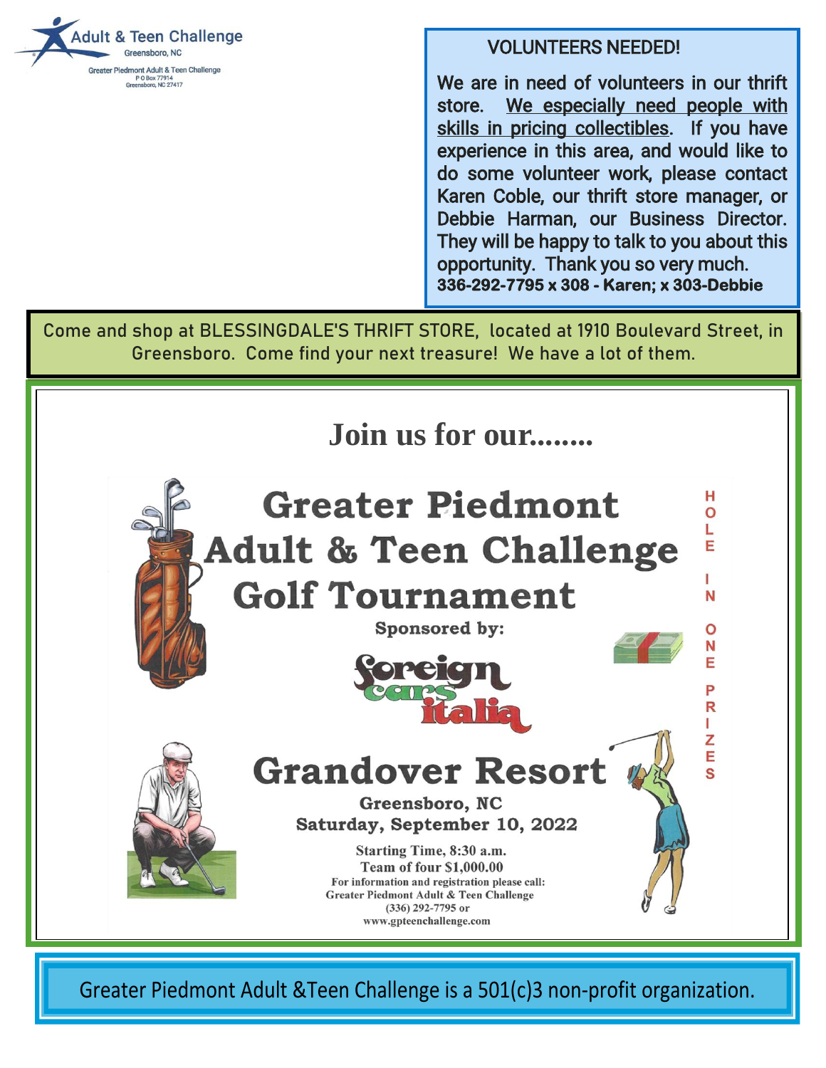Adult & Teen Challenge
Greensboro, NC

Greater Piedmont Adult & Teen Challenge
P O Box 77914
Greensboro, NC 27417

## VOLUNTEERS NEEDED!

We are in need of volunteers in our thrift store. We especially need people with skills in pricing collectibles. If you have experience in this area, and would like to do some volunteer work, please contact Karen Coble, our thrift store manager, or Debbie Harman, our Business Director. They will be happy to talk to you about this opportunity. Thank you so very much.

**336-292-7795 x 308 - Karen; x 303-Debbie**

Come and shop at BLESSINGDALE'S THRIFT STORE, located at 1910 Boulevard Street, in Greensboro. Come find your next treasure! We have a lot of them.

## Join us for our........

# Greater Piedmont Adult & Teen Challenge Golf Tournament

**Sponsored by:**

foreign cars italia

HOLE IN ONE PRIZES

## Grandover Resort

**Greensboro, NC**

**Saturday, September 10, 2022**

**Starting Time, 8:30 a.m.**

**Team of four $1,000.00**

**For information and registration please call:**
**Greater Piedmont Adult & Teen Challenge**
**(336) 292-7795 or**
**www.gpteenchallenge.com**

Greater Piedmont Adult &Teen Challenge is a 501(c)3 non-profit organization.